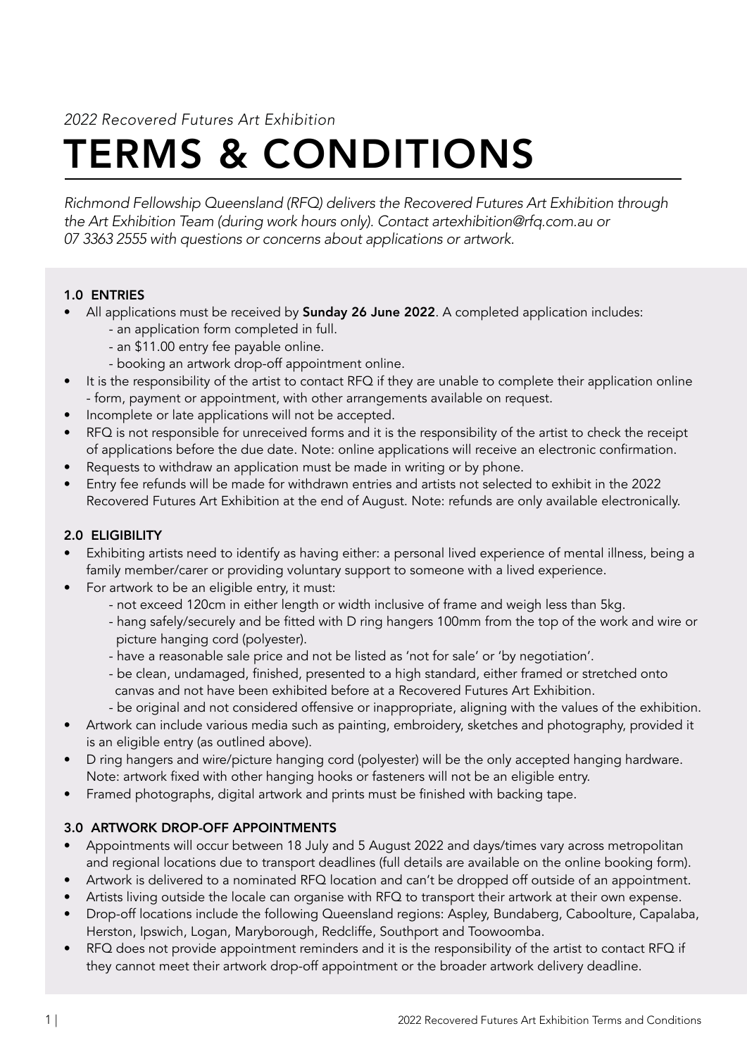*2022 Recovered Futures Art Exhibition*

# TERMS & CONDITIONS

*Richmond Fellowship Queensland (RFQ) delivers the Recovered Futures Art Exhibition through the Art Exhibition Team (during work hours only). Contact artexhibition@rfq.com.au or 07 3363 2555 with questions or concerns about applications or artwork.*

## 1.0 ENTRIES

- All applications must be received by **Sunday 26 June 2022**. A completed application includes:
  - an application form completed in full.
  - an $11.00 entry fee payable online.
  - booking an artwork drop-off appointment online.
- It is the responsibility of the artist to contact RFQ if they are unable to complete their application online - form, payment or appointment, with other arrangements available on request.
- Incomplete or late applications will not be accepted.
- RFQ is not responsible for unreceived forms and it is the responsibility of the artist to check the receipt of applications before the due date. Note: online applications will receive an electronic confirmation.
- Requests to withdraw an application must be made in writing or by phone.
- Entry fee refunds will be made for withdrawn entries and artists not selected to exhibit in the 2022 Recovered Futures Art Exhibition at the end of August. Note: refunds are only available electronically.

## 2.0 ELIGIBILITY

- Exhibiting artists need to identify as having either: a personal lived experience of mental illness, being a family member/carer or providing voluntary support to someone with a lived experience.
- For artwork to be an eligible entry, it must:
  - not exceed 120cm in either length or width inclusive of frame and weigh less than 5kg.
  - hang safely/securely and be fitted with D ring hangers 100mm from the top of the work and wire or picture hanging cord (polyester).
  - have a reasonable sale price and not be listed as 'not for sale' or 'by negotiation'.
  - be clean, undamaged, finished, presented to a high standard, either framed or stretched onto canvas and not have been exhibited before at a Recovered Futures Art Exhibition.
  - be original and not considered offensive or inappropriate, aligning with the values of the exhibition.
- Artwork can include various media such as painting, embroidery, sketches and photography, provided it is an eligible entry (as outlined above).
- D ring hangers and wire/picture hanging cord (polyester) will be the only accepted hanging hardware. Note: artwork fixed with other hanging hooks or fasteners will not be an eligible entry.
- Framed photographs, digital artwork and prints must be finished with backing tape.

## 3.0 ARTWORK DROP-OFF APPOINTMENTS

- Appointments will occur between 18 July and 5 August 2022 and days/times vary across metropolitan and regional locations due to transport deadlines (full details are available on the online booking form).
- Artwork is delivered to a nominated RFQ location and can't be dropped off outside of an appointment.
- Artists living outside the locale can organise with RFQ to transport their artwork at their own expense.
- Drop-off locations include the following Queensland regions: Aspley, Bundaberg, Caboolture, Capalaba, Herston, Ipswich, Logan, Maryborough, Redcliffe, Southport and Toowoomba.
- RFQ does not provide appointment reminders and it is the responsibility of the artist to contact RFQ if they cannot meet their artwork drop-off appointment or the broader artwork delivery deadline.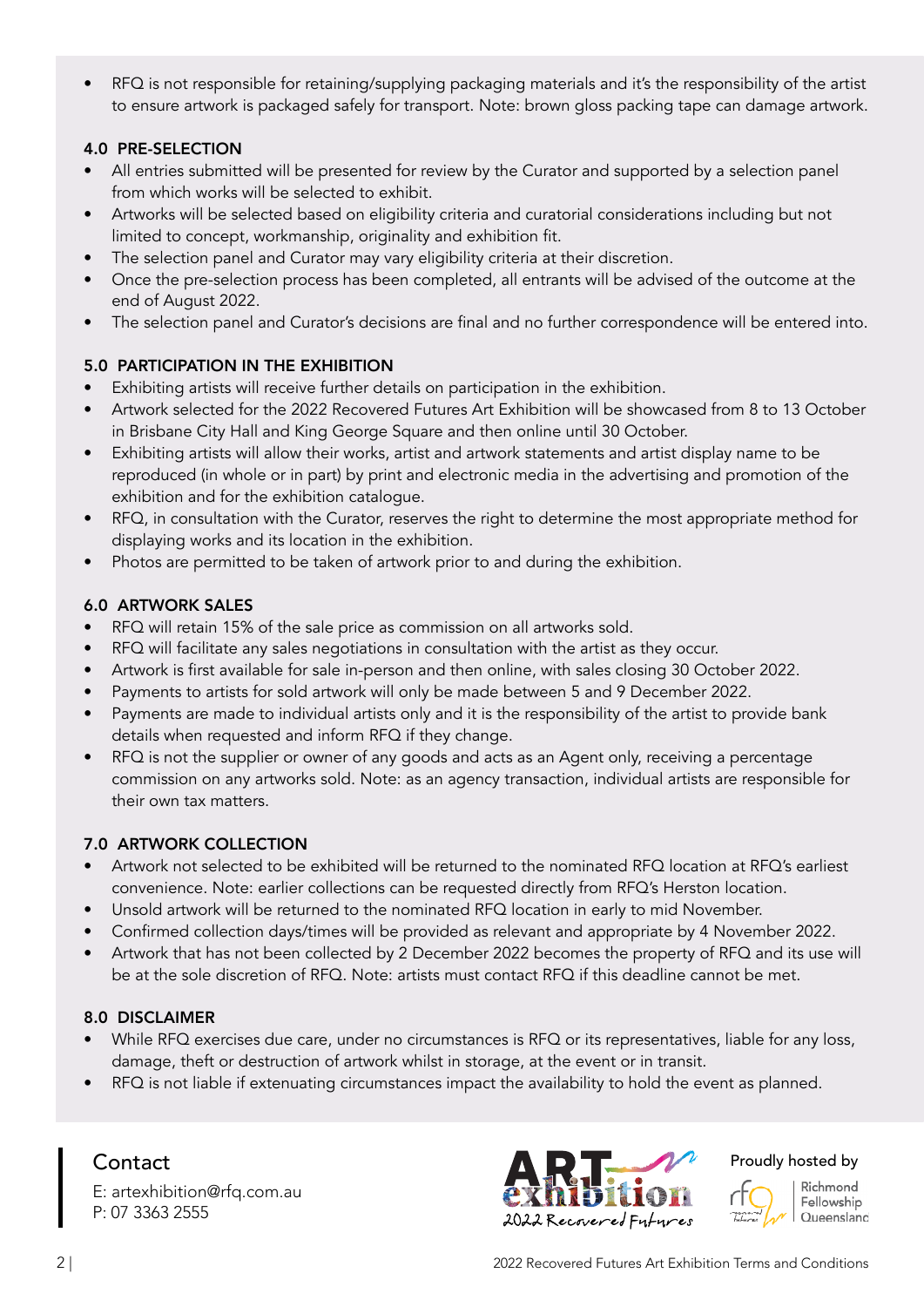- RFQ is not responsible for retaining/supplying packaging materials and it's the responsibility of the artist to ensure artwork is packaged safely for transport. Note: brown gloss packing tape can damage artwork.

### 4.0 PRE-SELECTION

- All entries submitted will be presented for review by the Curator and supported by a selection panel from which works will be selected to exhibit.
- Artworks will be selected based on eligibility criteria and curatorial considerations including but not limited to concept, workmanship, originality and exhibition fit.
- The selection panel and Curator may vary eligibility criteria at their discretion.
- Once the pre-selection process has been completed, all entrants will be advised of the outcome at the end of August 2022.
- The selection panel and Curator's decisions are final and no further correspondence will be entered into.

### 5.0 PARTICIPATION IN THE EXHIBITION

- Exhibiting artists will receive further details on participation in the exhibition.
- Artwork selected for the 2022 Recovered Futures Art Exhibition will be showcased from 8 to 13 October in Brisbane City Hall and King George Square and then online until 30 October.
- Exhibiting artists will allow their works, artist and artwork statements and artist display name to be reproduced (in whole or in part) by print and electronic media in the advertising and promotion of the exhibition and for the exhibition catalogue.
- RFQ, in consultation with the Curator, reserves the right to determine the most appropriate method for displaying works and its location in the exhibition.
- Photos are permitted to be taken of artwork prior to and during the exhibition.

### 6.0 ARTWORK SALES

- RFQ will retain 15% of the sale price as commission on all artworks sold.
- RFQ will facilitate any sales negotiations in consultation with the artist as they occur.
- Artwork is first available for sale in-person and then online, with sales closing 30 October 2022.
- Payments to artists for sold artwork will only be made between 5 and 9 December 2022.
- Payments are made to individual artists only and it is the responsibility of the artist to provide bank details when requested and inform RFQ if they change.
- RFQ is not the supplier or owner of any goods and acts as an Agent only, receiving a percentage commission on any artworks sold. Note: as an agency transaction, individual artists are responsible for their own tax matters.

### 7.0 ARTWORK COLLECTION

- Artwork not selected to be exhibited will be returned to the nominated RFQ location at RFQ's earliest convenience. Note: earlier collections can be requested directly from RFQ's Herston location.
- Unsold artwork will be returned to the nominated RFQ location in early to mid November.
- Confirmed collection days/times will be provided as relevant and appropriate by 4 November 2022.
- Artwork that has not been collected by 2 December 2022 becomes the property of RFQ and its use will be at the sole discretion of RFQ. Note: artists must contact RFQ if this deadline cannot be met.

### 8.0 DISCLAIMER

- While RFQ exercises due care, under no circumstances is RFQ or its representatives, liable for any loss, damage, theft or destruction of artwork whilst in storage, at the event or in transit.
- RFQ is not liable if extenuating circumstances impact the availability to hold the event as planned.

## Contact

E: artexhibition@rfq.com.au
P: 07 3363 2555

ART exhibition 2022 Recovered Futures

Proudly hosted by

Richmond Fellowship Queensland